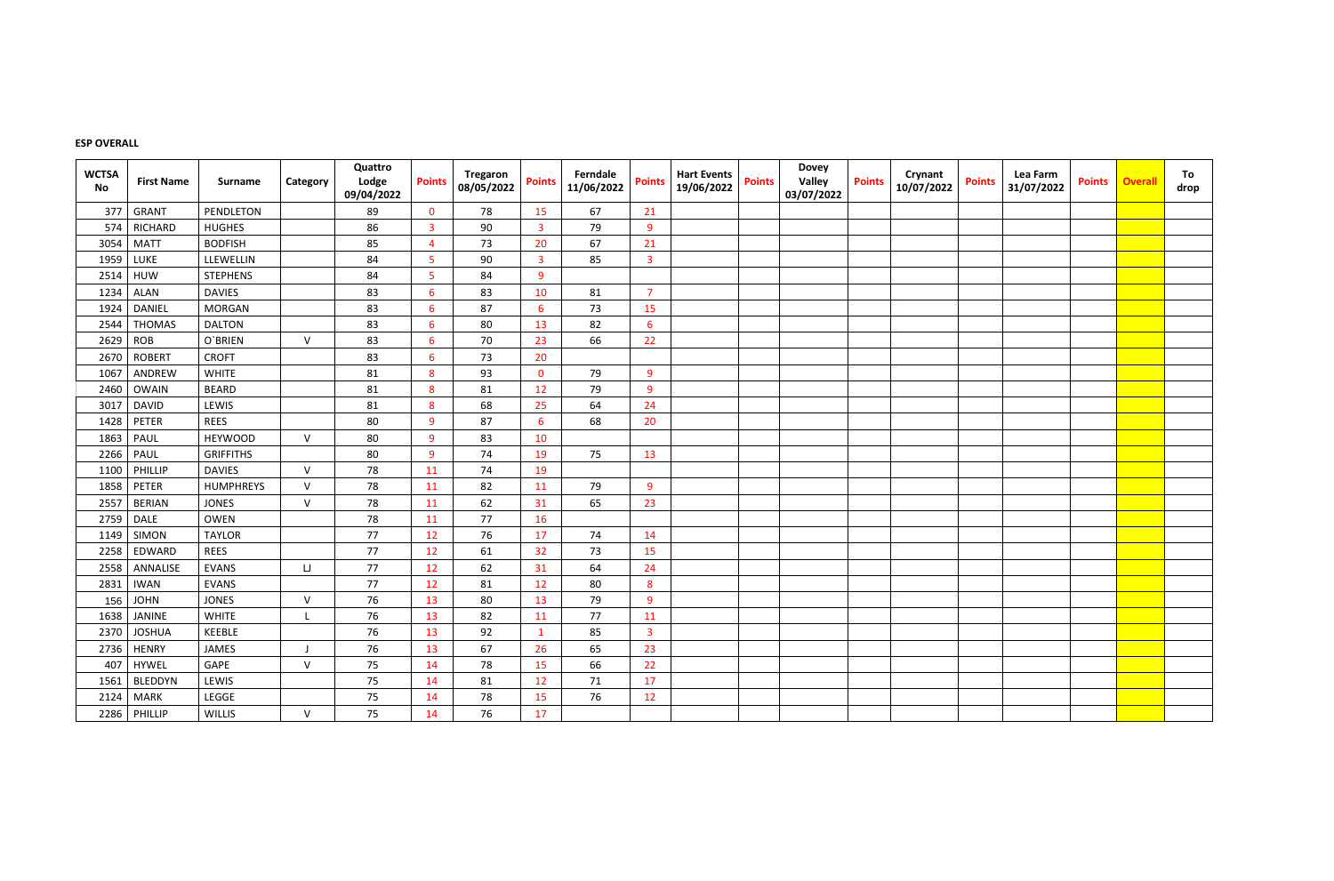**ESP OVERALL**

| WCTSA No | First Name | Surname | Category | Quattro Lodge 09/04/2022 | Points | Tregaron 08/05/2022 | Points | Ferndale 11/06/2022 | Points | Hart Events 19/06/2022 | Points | Dovey Valley 03/07/2022 | Points | Crynant 10/07/2022 | Points | Lea Farm 31/07/2022 | Points | Overall | To drop |
|---|---|---|---|---|---|---|---|---|---|---|---|---|---|---|---|---|---|---|---|
| 377 | GRANT | PENDLETON | | 89 | 0 | 78 | 15 | 67 | 21 | | | | | | | | | | |
| 574 | RICHARD | HUGHES | | 86 | 3 | 90 | 3 | 79 | 9 | | | | | | | | | | |
| 3054 | MATT | BODFISH | | 85 | 4 | 73 | 20 | 67 | 21 | | | | | | | | | | |
| 1959 | LUKE | LLEWELLIN | | 84 | 5 | 90 | 3 | 85 | 3 | | | | | | | | | | |
| 2514 | HUW | STEPHENS | | 84 | 5 | 84 | 9 | | | | | | | | | | | | |
| 1234 | ALAN | DAVIES | | 83 | 6 | 83 | 10 | 81 | 7 | | | | | | | | | | |
| 1924 | DANIEL | MORGAN | | 83 | 6 | 87 | 6 | 73 | 15 | | | | | | | | | | |
| 2544 | THOMAS | DALTON | | 83 | 6 | 80 | 13 | 82 | 6 | | | | | | | | | | |
| 2629 | ROB | O`BRIEN | V | 83 | 6 | 70 | 23 | 66 | 22 | | | | | | | | | | |
| 2670 | ROBERT | CROFT | | 83 | 6 | 73 | 20 | | | | | | | | | | | | |
| 1067 | ANDREW | WHITE | | 81 | 8 | 93 | 0 | 79 | 9 | | | | | | | | | | |
| 2460 | OWAIN | BEARD | | 81 | 8 | 81 | 12 | 79 | 9 | | | | | | | | | | |
| 3017 | DAVID | LEWIS | | 81 | 8 | 68 | 25 | 64 | 24 | | | | | | | | | | |
| 1428 | PETER | REES | | 80 | 9 | 87 | 6 | 68 | 20 | | | | | | | | | | |
| 1863 | PAUL | HEYWOOD | V | 80 | 9 | 83 | 10 | | | | | | | | | | | | |
| 2266 | PAUL | GRIFFITHS | | 80 | 9 | 74 | 19 | 75 | 13 | | | | | | | | | | |
| 1100 | PHILLIP | DAVIES | V | 78 | 11 | 74 | 19 | | | | | | | | | | | | |
| 1858 | PETER | HUMPHREYS | V | 78 | 11 | 82 | 11 | 79 | 9 | | | | | | | | | | |
| 2557 | BERIAN | JONES | V | 78 | 11 | 62 | 31 | 65 | 23 | | | | | | | | | | |
| 2759 | DALE | OWEN | | 78 | 11 | 77 | 16 | | | | | | | | | | | | |
| 1149 | SIMON | TAYLOR | | 77 | 12 | 76 | 17 | 74 | 14 | | | | | | | | | | |
| 2258 | EDWARD | REES | | 77 | 12 | 61 | 32 | 73 | 15 | | | | | | | | | | |
| 2558 | ANNALISE | EVANS | LJ | 77 | 12 | 62 | 31 | 64 | 24 | | | | | | | | | | |
| 2831 | IWAN | EVANS | | 77 | 12 | 81 | 12 | 80 | 8 | | | | | | | | | | |
| 156 | JOHN | JONES | V | 76 | 13 | 80 | 13 | 79 | 9 | | | | | | | | | | |
| 1638 | JANINE | WHITE | L | 76 | 13 | 82 | 11 | 77 | 11 | | | | | | | | | | |
| 2370 | JOSHUA | KEEBLE | | 76 | 13 | 92 | 1 | 85 | 3 | | | | | | | | | | |
| 2736 | HENRY | JAMES | J | 76 | 13 | 67 | 26 | 65 | 23 | | | | | | | | | | |
| 407 | HYWEL | GAPE | V | 75 | 14 | 78 | 15 | 66 | 22 | | | | | | | | | | |
| 1561 | BLEDDYN | LEWIS | | 75 | 14 | 81 | 12 | 71 | 17 | | | | | | | | | | |
| 2124 | MARK | LEGGE | | 75 | 14 | 78 | 15 | 76 | 12 | | | | | | | | | | |
| 2286 | PHILLIP | WILLIS | V | 75 | 14 | 76 | 17 | | | | | | | | | | | | |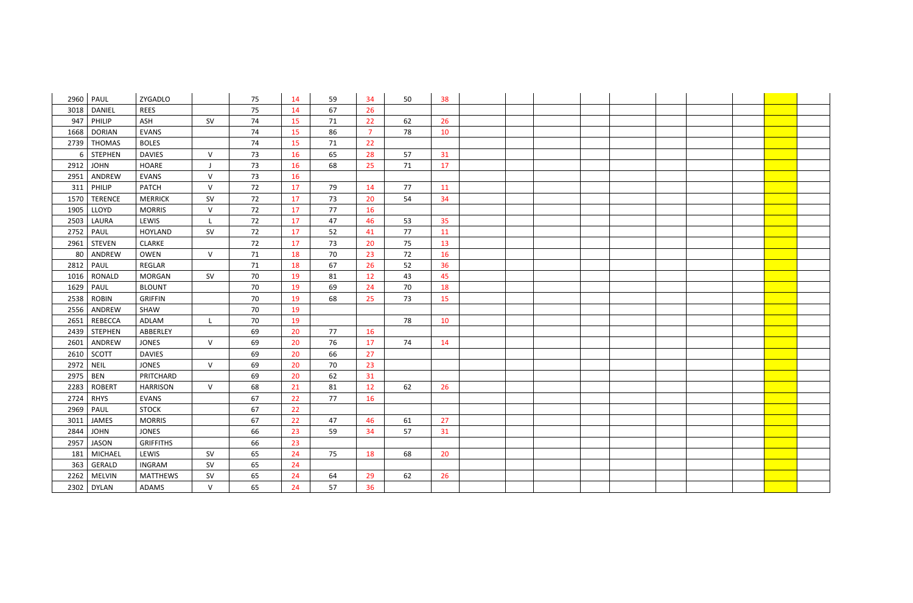| | | | | | | | | | | | | | | | | | | | |
|---|---|---|---|---|---|---|---|---|---|---|---|---|---|---|---|---|---|---|---|
| 2960 | PAUL | ZYGADLO | | 75 | 14 | 59 | 34 | 50 | 38 | | | | | | | | | | |
| 3018 | DANIEL | REES | | 75 | 14 | 67 | 26 | | | | | | | | | | | | |
| 947 | PHILIP | ASH | SV | 74 | 15 | 71 | 22 | 62 | 26 | | | | | | | | | | |
| 1668 | DORIAN | EVANS | | 74 | 15 | 86 | 7 | 78 | 10 | | | | | | | | | | |
| 2739 | THOMAS | BOLES | | 74 | 15 | 71 | 22 | | | | | | | | | | | | |
| 6 | STEPHEN | DAVIES | V | 73 | 16 | 65 | 28 | 57 | 31 | | | | | | | | | | |
| 2912 | JOHN | HOARE | J | 73 | 16 | 68 | 25 | 71 | 17 | | | | | | | | | | |
| 2951 | ANDREW | EVANS | V | 73 | 16 | | | | | | | | | | | | | | |
| 311 | PHILIP | PATCH | V | 72 | 17 | 79 | 14 | 77 | 11 | | | | | | | | | | |
| 1570 | TERENCE | MERRICK | SV | 72 | 17 | 73 | 20 | 54 | 34 | | | | | | | | | | |
| 1905 | LLOYD | MORRIS | V | 72 | 17 | 77 | 16 | | | | | | | | | | | | |
| 2503 | LAURA | LEWIS | L | 72 | 17 | 47 | 46 | 53 | 35 | | | | | | | | | | |
| 2752 | PAUL | HOYLAND | SV | 72 | 17 | 52 | 41 | 77 | 11 | | | | | | | | | | |
| 2961 | STEVEN | CLARKE | | 72 | 17 | 73 | 20 | 75 | 13 | | | | | | | | | | |
| 80 | ANDREW | OWEN | V | 71 | 18 | 70 | 23 | 72 | 16 | | | | | | | | | | |
| 2812 | PAUL | REGLAR | | 71 | 18 | 67 | 26 | 52 | 36 | | | | | | | | | | |
| 1016 | RONALD | MORGAN | SV | 70 | 19 | 81 | 12 | 43 | 45 | | | | | | | | | | |
| 1629 | PAUL | BLOUNT | | 70 | 19 | 69 | 24 | 70 | 18 | | | | | | | | | | |
| 2538 | ROBIN | GRIFFIN | | 70 | 19 | 68 | 25 | 73 | 15 | | | | | | | | | | |
| 2556 | ANDREW | SHAW | | 70 | 19 | | | | | | | | | | | | | | |
| 2651 | REBECCA | ADLAM | L | 70 | 19 | | | 78 | 10 | | | | | | | | | | |
| 2439 | STEPHEN | ABBERLEY | | 69 | 20 | 77 | 16 | | | | | | | | | | | | |
| 2601 | ANDREW | JONES | V | 69 | 20 | 76 | 17 | 74 | 14 | | | | | | | | | | |
| 2610 | SCOTT | DAVIES | | 69 | 20 | 66 | 27 | | | | | | | | | | | | |
| 2972 | NEIL | JONES | V | 69 | 20 | 70 | 23 | | | | | | | | | | | | |
| 2975 | BEN | PRITCHARD | | 69 | 20 | 62 | 31 | | | | | | | | | | | | |
| 2283 | ROBERT | HARRISON | V | 68 | 21 | 81 | 12 | 62 | 26 | | | | | | | | | | |
| 2724 | RHYS | EVANS | | 67 | 22 | 77 | 16 | | | | | | | | | | | | |
| 2969 | PAUL | STOCK | | 67 | 22 | | | | | | | | | | | | | | |
| 3011 | JAMES | MORRIS | | 67 | 22 | 47 | 46 | 61 | 27 | | | | | | | | | | |
| 2844 | JOHN | JONES | | 66 | 23 | 59 | 34 | 57 | 31 | | | | | | | | | | |
| 2957 | JASON | GRIFFITHS | | 66 | 23 | | | | | | | | | | | | | | |
| 181 | MICHAEL | LEWIS | SV | 65 | 24 | 75 | 18 | 68 | 20 | | | | | | | | | | |
| 363 | GERALD | INGRAM | SV | 65 | 24 | | | | | | | | | | | | | | |
| 2262 | MELVIN | MATTHEWS | SV | 65 | 24 | 64 | 29 | 62 | 26 | | | | | | | | | | |
| 2302 | DYLAN | ADAMS | V | 65 | 24 | 57 | 36 | | | | | | | | | | | | |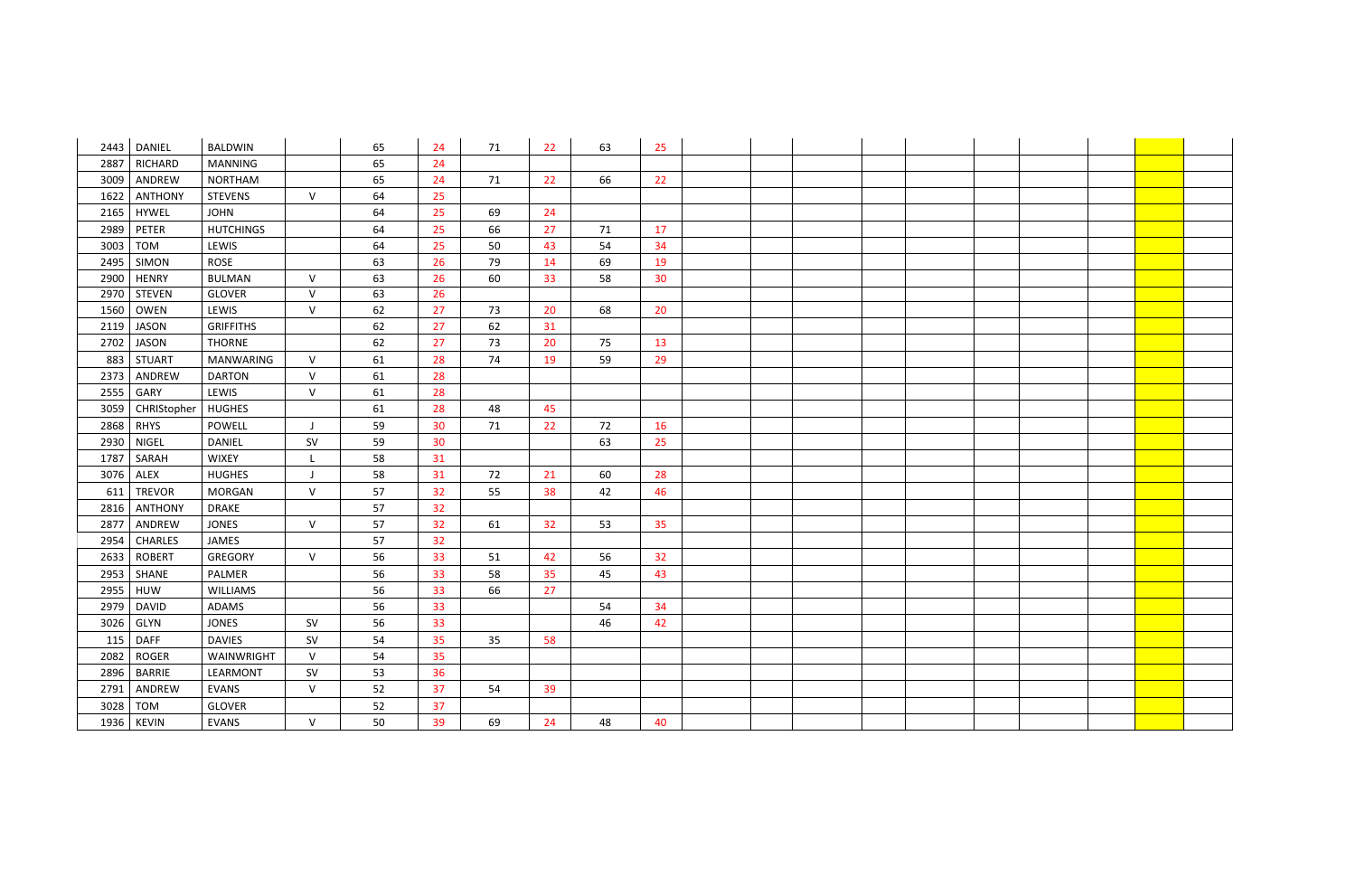| | | | | | | | | | | | | | | | | | | | | |
|---|---|---|---|---|---|---|---|---|---|---|---|---|---|---|---|---|---|---|---|---|
| 2443 | DANIEL | BALDWIN | | 65 | 24 | 71 | 22 | 63 | 25 | | | | | | | | | | | |
| 2887 | RICHARD | MANNING | | 65 | 24 | | | | | | | | | | | | | | | |
| 3009 | ANDREW | NORTHAM | | 65 | 24 | 71 | 22 | 66 | 22 | | | | | | | | | | | |
| 1622 | ANTHONY | STEVENS | V | 64 | 25 | | | | | | | | | | | | | | | |
| 2165 | HYWEL | JOHN | | 64 | 25 | 69 | 24 | | | | | | | | | | | | | |
| 2989 | PETER | HUTCHINGS | | 64 | 25 | 66 | 27 | 71 | 17 | | | | | | | | | | | |
| 3003 | TOM | LEWIS | | 64 | 25 | 50 | 43 | 54 | 34 | | | | | | | | | | | |
| 2495 | SIMON | ROSE | | 63 | 26 | 79 | 14 | 69 | 19 | | | | | | | | | | | |
| 2900 | HENRY | BULMAN | V | 63 | 26 | 60 | 33 | 58 | 30 | | | | | | | | | | | |
| 2970 | STEVEN | GLOVER | V | 63 | 26 | | | | | | | | | | | | | | | |
| 1560 | OWEN | LEWIS | V | 62 | 27 | 73 | 20 | 68 | 20 | | | | | | | | | | | |
| 2119 | JASON | GRIFFITHS | | 62 | 27 | 62 | 31 | | | | | | | | | | | | | |
| 2702 | JASON | THORNE | | 62 | 27 | 73 | 20 | 75 | 13 | | | | | | | | | | | |
| 883 | STUART | MANWARING | V | 61 | 28 | 74 | 19 | 59 | 29 | | | | | | | | | | | |
| 2373 | ANDREW | DARTON | V | 61 | 28 | | | | | | | | | | | | | | | |
| 2555 | GARY | LEWIS | V | 61 | 28 | | | | | | | | | | | | | | | |
| 3059 | CHRIStopher | HUGHES | | 61 | 28 | 48 | 45 | | | | | | | | | | | | | |
| 2868 | RHYS | POWELL | J | 59 | 30 | 71 | 22 | 72 | 16 | | | | | | | | | | | |
| 2930 | NIGEL | DANIEL | SV | 59 | 30 | | | 63 | 25 | | | | | | | | | | | |
| 1787 | SARAH | WIXEY | L | 58 | 31 | | | | | | | | | | | | | | | |
| 3076 | ALEX | HUGHES | J | 58 | 31 | 72 | 21 | 60 | 28 | | | | | | | | | | | |
| 611 | TREVOR | MORGAN | V | 57 | 32 | 55 | 38 | 42 | 46 | | | | | | | | | | | |
| 2816 | ANTHONY | DRAKE | | 57 | 32 | | | | | | | | | | | | | | | |
| 2877 | ANDREW | JONES | V | 57 | 32 | 61 | 32 | 53 | 35 | | | | | | | | | | | |
| 2954 | CHARLES | JAMES | | 57 | 32 | | | | | | | | | | | | | | | |
| 2633 | ROBERT | GREGORY | V | 56 | 33 | 51 | 42 | 56 | 32 | | | | | | | | | | | |
| 2953 | SHANE | PALMER | | 56 | 33 | 58 | 35 | 45 | 43 | | | | | | | | | | | |
| 2955 | HUW | WILLIAMS | | 56 | 33 | 66 | 27 | | | | | | | | | | | | | |
| 2979 | DAVID | ADAMS | | 56 | 33 | | | 54 | 34 | | | | | | | | | | | |
| 3026 | GLYN | JONES | SV | 56 | 33 | | | 46 | 42 | | | | | | | | | | | |
| 115 | DAFF | DAVIES | SV | 54 | 35 | 35 | 58 | | | | | | | | | | | | | |
| 2082 | ROGER | WAINWRIGHT | V | 54 | 35 | | | | | | | | | | | | | | | |
| 2896 | BARRIE | LEARMONT | SV | 53 | 36 | | | | | | | | | | | | | | | |
| 2791 | ANDREW | EVANS | V | 52 | 37 | 54 | 39 | | | | | | | | | | | | | |
| 3028 | TOM | GLOVER | | 52 | 37 | | | | | | | | | | | | | | | |
| 1936 | KEVIN | EVANS | V | 50 | 39 | 69 | 24 | 48 | 40 | | | | | | | | | | | |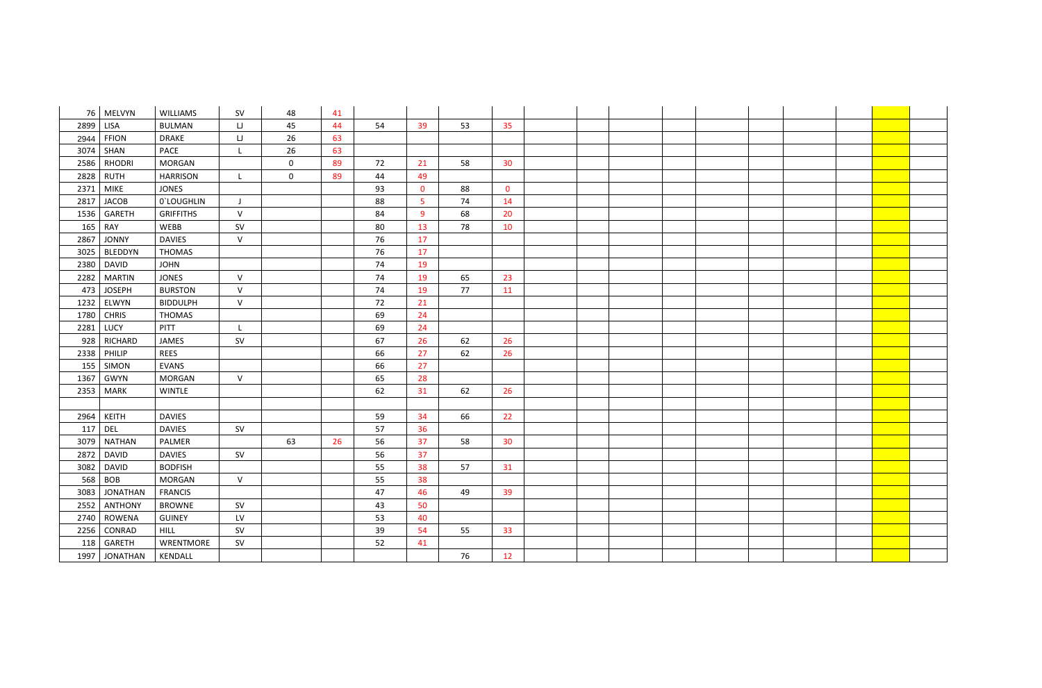| | | | | | | | | | | | | | | | | | | | | |
|---|---|---|---|---|---|---|---|---|---|---|---|---|---|---|---|---|---|---|---|---|
| 76 | MELVYN | WILLIAMS | SV | 48 | 41 | | | | | | | | | | | | | | | |
| 2899 | LISA | BULMAN | LJ | 45 | 44 | 54 | 39 | 53 | 35 | | | | | | | | | | | |
| 2944 | FFION | DRAKE | LJ | 26 | 63 | | | | | | | | | | | | | | | |
| 3074 | SHAN | PACE | L | 26 | 63 | | | | | | | | | | | | | | | |
| 2586 | RHODRI | MORGAN | | 0 | 89 | 72 | 21 | 58 | 30 | | | | | | | | | | | |
| 2828 | RUTH | HARRISON | L | 0 | 89 | 44 | 49 | | | | | | | | | | | | | |
| 2371 | MIKE | JONES | | | | 93 | 0 | 88 | 0 | | | | | | | | | | | |
| 2817 | JACOB | O`LOUGHLIN | J | | | 88 | 5 | 74 | 14 | | | | | | | | | | | |
| 1536 | GARETH | GRIFFITHS | V | | | 84 | 9 | 68 | 20 | | | | | | | | | | | |
| 165 | RAY | WEBB | SV | | | 80 | 13 | 78 | 10 | | | | | | | | | | | |
| 2867 | JONNY | DAVIES | V | | | 76 | 17 | | | | | | | | | | | | | |
| 3025 | BLEDDYN | THOMAS | | | | 76 | 17 | | | | | | | | | | | | | |
| 2380 | DAVID | JOHN | | | | 74 | 19 | | | | | | | | | | | | | |
| 2282 | MARTIN | JONES | V | | | 74 | 19 | 65 | 23 | | | | | | | | | | | |
| 473 | JOSEPH | BURSTON | V | | | 74 | 19 | 77 | 11 | | | | | | | | | | | |
| 1232 | ELWYN | BIDDULPH | V | | | 72 | 21 | | | | | | | | | | | | | |
| 1780 | CHRIS | THOMAS | | | | 69 | 24 | | | | | | | | | | | | | |
| 2281 | LUCY | PITT | L | | | 69 | 24 | | | | | | | | | | | | | |
| 928 | RICHARD | JAMES | SV | | | 67 | 26 | 62 | 26 | | | | | | | | | | | |
| 2338 | PHILIP | REES | | | | 66 | 27 | 62 | 26 | | | | | | | | | | | |
| 155 | SIMON | EVANS | | | | 66 | 27 | | | | | | | | | | | | | |
| 1367 | GWYN | MORGAN | V | | | 65 | 28 | | | | | | | | | | | | | |
| 2353 | MARK | WINTLE | | | | 62 | 31 | 62 | 26 | | | | | | | | | | | |
| | | | | | | | | | | | | | | | | | | | | |
| 2964 | KEITH | DAVIES | | | | 59 | 34 | 66 | 22 | | | | | | | | | | | |
| 117 | DEL | DAVIES | SV | | | 57 | 36 | | | | | | | | | | | | | |
| 3079 | NATHAN | PALMER | | 63 | 26 | 56 | 37 | 58 | 30 | | | | | | | | | | | |
| 2872 | DAVID | DAVIES | SV | | | 56 | 37 | | | | | | | | | | | | | |
| 3082 | DAVID | BODFISH | | | | 55 | 38 | 57 | 31 | | | | | | | | | | | |
| 568 | BOB | MORGAN | V | | | 55 | 38 | | | | | | | | | | | | | |
| 3083 | JONATHAN | FRANCIS | | | | 47 | 46 | 49 | 39 | | | | | | | | | | | |
| 2552 | ANTHONY | BROWNE | SV | | | 43 | 50 | | | | | | | | | | | | | |
| 2740 | ROWENA | GUINEY | LV | | | 53 | 40 | | | | | | | | | | | | | |
| 2256 | CONRAD | HILL | SV | | | 39 | 54 | 55 | 33 | | | | | | | | | | | |
| 118 | GARETH | WRENTMORE | SV | | | 52 | 41 | | | | | | | | | | | | | |
| 1997 | JONATHAN | KENDALL | | | | | | 76 | 12 | | | | | | | | | | | |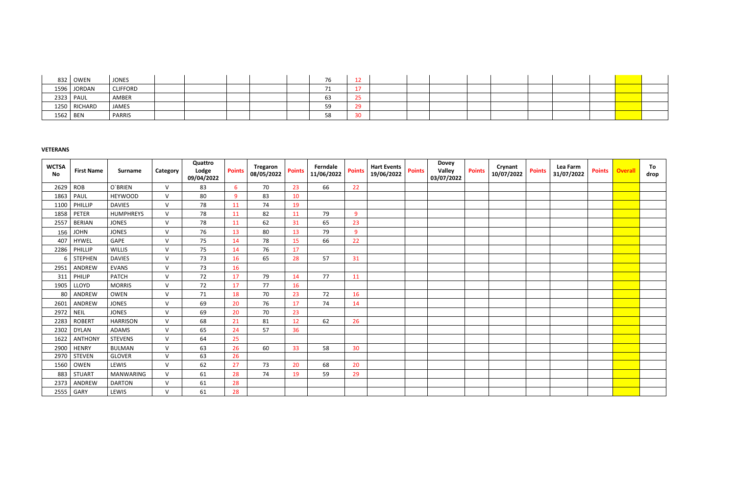| | | | | | | | | | | | | | | | | | | | |
|---|---|---|---|---|---|---|---|---|---|---|---|---|---|---|---|---|---|---|---|
| 832 | OWEN | JONES | | | | | | 76 | 12 | | | | | | | | | | |
| 1596 | JORDAN | CLIFFORD | | | | | | 71 | 17 | | | | | | | | | | |
| 2323 | PAUL | AMBER | | | | | | 63 | 25 | | | | | | | | | | |
| 1250 | RICHARD | JAMES | | | | | | 59 | 29 | | | | | | | | | | |
| 1562 | BEN | PARRIS | | | | | | 58 | 30 | | | | | | | | | | |

**VETERANS**

| WCTSA No | First Name | Surname | Category | Quattro Lodge 09/04/2022 | Points | Tregaron 08/05/2022 | Points | Ferndale 11/06/2022 | Points | Hart Events 19/06/2022 | Points | Dovey Valley 03/07/2022 | Points | Crynant 10/07/2022 | Points | Lea Farm 31/07/2022 | Points | Overall | To drop |
|---|---|---|---|---|---|---|---|---|---|---|---|---|---|---|---|---|---|---|---|
| 2629 | ROB | O`BRIEN | V | 83 | 6 | 70 | 23 | 66 | 22 | | | | | | | | | | |
| 1863 | PAUL | HEYWOOD | V | 80 | 9 | 83 | 10 | | | | | | | | | | | | |
| 1100 | PHILLIP | DAVIES | V | 78 | 11 | 74 | 19 | | | | | | | | | | | | |
| 1858 | PETER | HUMPHREYS | V | 78 | 11 | 82 | 11 | 79 | 9 | | | | | | | | | | |
| 2557 | BERIAN | JONES | V | 78 | 11 | 62 | 31 | 65 | 23 | | | | | | | | | | |
| 156 | JOHN | JONES | V | 76 | 13 | 80 | 13 | 79 | 9 | | | | | | | | | | |
| 407 | HYWEL | GAPE | V | 75 | 14 | 78 | 15 | 66 | 22 | | | | | | | | | | |
| 2286 | PHILLIP | WILLIS | V | 75 | 14 | 76 | 17 | | | | | | | | | | | | |
| 6 | STEPHEN | DAVIES | V | 73 | 16 | 65 | 28 | 57 | 31 | | | | | | | | | | |
| 2951 | ANDREW | EVANS | V | 73 | 16 | | | | | | | | | | | | | | |
| 311 | PHILIP | PATCH | V | 72 | 17 | 79 | 14 | 77 | 11 | | | | | | | | | | |
| 1905 | LLOYD | MORRIS | V | 72 | 17 | 77 | 16 | | | | | | | | | | | | |
| 80 | ANDREW | OWEN | V | 71 | 18 | 70 | 23 | 72 | 16 | | | | | | | | | | |
| 2601 | ANDREW | JONES | V | 69 | 20 | 76 | 17 | 74 | 14 | | | | | | | | | | |
| 2972 | NEIL | JONES | V | 69 | 20 | 70 | 23 | | | | | | | | | | | | |
| 2283 | ROBERT | HARRISON | V | 68 | 21 | 81 | 12 | 62 | 26 | | | | | | | | | | |
| 2302 | DYLAN | ADAMS | V | 65 | 24 | 57 | 36 | | | | | | | | | | | | |
| 1622 | ANTHONY | STEVENS | V | 64 | 25 | | | | | | | | | | | | | | |
| 2900 | HENRY | BULMAN | V | 63 | 26 | 60 | 33 | 58 | 30 | | | | | | | | | | |
| 2970 | STEVEN | GLOVER | V | 63 | 26 | | | | | | | | | | | | | | |
| 1560 | OWEN | LEWIS | V | 62 | 27 | 73 | 20 | 68 | 20 | | | | | | | | | | |
| 883 | STUART | MANWARING | V | 61 | 28 | 74 | 19 | 59 | 29 | | | | | | | | | | |
| 2373 | ANDREW | DARTON | V | 61 | 28 | | | | | | | | | | | | | | |
| 2555 | GARY | LEWIS | V | 61 | 28 | | | | | | | | | | | | | | |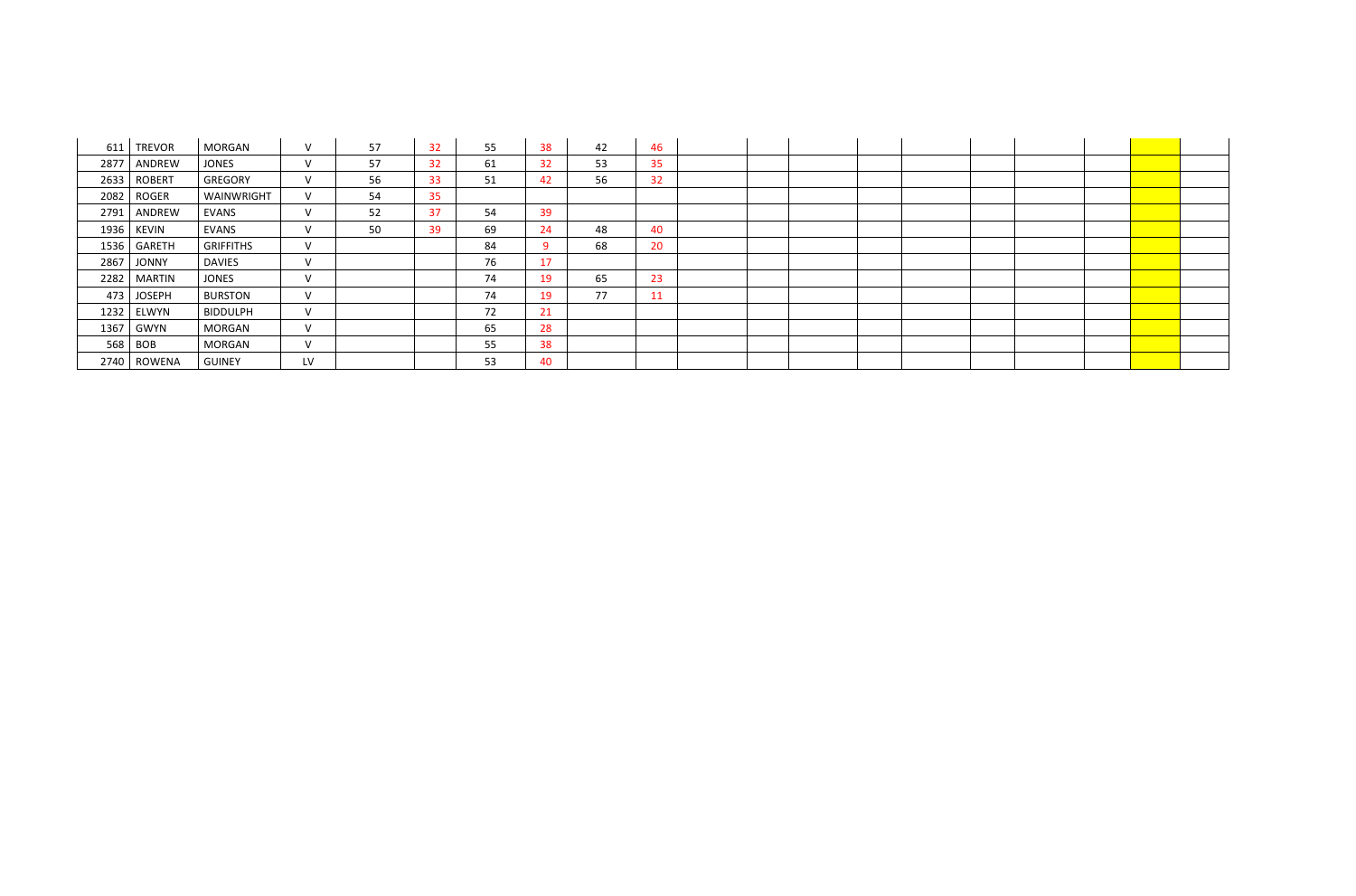| | | | | | | | | | | | | | | | | | | | |
|---|---|---|---|---|---|---|---|---|---|---|---|---|---|---|---|---|---|---|---|
| 611 | TREVOR | MORGAN | V | 57 | 32 | 55 | 38 | 42 | 46 | | | | | | | | | | |
| 2877 | ANDREW | JONES | V | 57 | 32 | 61 | 32 | 53 | 35 | | | | | | | | | | |
| 2633 | ROBERT | GREGORY | V | 56 | 33 | 51 | 42 | 56 | 32 | | | | | | | | | | |
| 2082 | ROGER | WAINWRIGHT | V | 54 | 35 | | | | | | | | | | | | | | |
| 2791 | ANDREW | EVANS | V | 52 | 37 | 54 | 39 | | | | | | | | | | | | |
| 1936 | KEVIN | EVANS | V | 50 | 39 | 69 | 24 | 48 | 40 | | | | | | | | | | |
| 1536 | GARETH | GRIFFITHS | V | | | 84 | 9 | 68 | 20 | | | | | | | | | | |
| 2867 | JONNY | DAVIES | V | | | 76 | 17 | | | | | | | | | | | | |
| 2282 | MARTIN | JONES | V | | | 74 | 19 | 65 | 23 | | | | | | | | | | |
| 473 | JOSEPH | BURSTON | V | | | 74 | 19 | 77 | 11 | | | | | | | | | | |
| 1232 | ELWYN | BIDDULPH | V | | | 72 | 21 | | | | | | | | | | | | |
| 1367 | GWYN | MORGAN | V | | | 65 | 28 | | | | | | | | | | | | |
| 568 | BOB | MORGAN | V | | | 55 | 38 | | | | | | | | | | | | |
| 2740 | ROWENA | GUINEY | LV | | | 53 | 40 | | | | | | | | | | | | |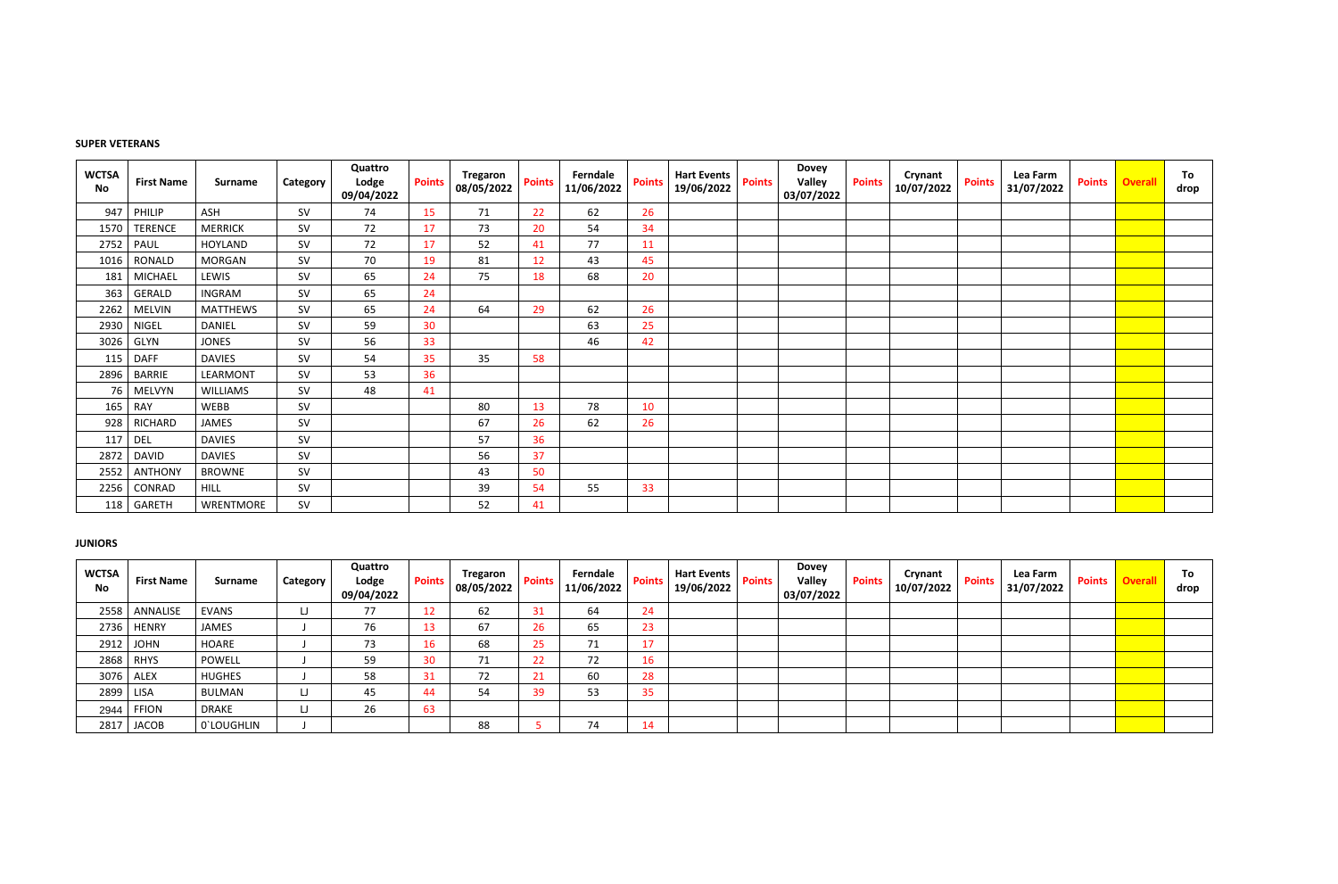**SUPER VETERANS**

| WCTSA No | First Name | Surname | Category | Quattro Lodge 09/04/2022 | Points | Tregaron 08/05/2022 | Points | Ferndale 11/06/2022 | Points | Hart Events 19/06/2022 | Points | Dovey Valley 03/07/2022 | Points | Crynant 10/07/2022 | Points | Lea Farm 31/07/2022 | Points | Overall | To drop |
|---|---|---|---|---|---|---|---|---|---|---|---|---|---|---|---|---|---|---|---|
| 947 | PHILIP | ASH | SV | 74 | 15 | 71 | 22 | 62 | 26 | | | | | | | | | | |
| 1570 | TERENCE | MERRICK | SV | 72 | 17 | 73 | 20 | 54 | 34 | | | | | | | | | | |
| 2752 | PAUL | HOYLAND | SV | 72 | 17 | 52 | 41 | 77 | 11 | | | | | | | | | | |
| 1016 | RONALD | MORGAN | SV | 70 | 19 | 81 | 12 | 43 | 45 | | | | | | | | | | |
| 181 | MICHAEL | LEWIS | SV | 65 | 24 | 75 | 18 | 68 | 20 | | | | | | | | | | |
| 363 | GERALD | INGRAM | SV | 65 | 24 | | | | | | | | | | | | | | |
| 2262 | MELVIN | MATTHEWS | SV | 65 | 24 | 64 | 29 | 62 | 26 | | | | | | | | | | |
| 2930 | NIGEL | DANIEL | SV | 59 | 30 | | | 63 | 25 | | | | | | | | | | |
| 3026 | GLYN | JONES | SV | 56 | 33 | | | 46 | 42 | | | | | | | | | | |
| 115 | DAFF | DAVIES | SV | 54 | 35 | 35 | 58 | | | | | | | | | | | | |
| 2896 | BARRIE | LEARMONT | SV | 53 | 36 | | | | | | | | | | | | | | |
| 76 | MELVYN | WILLIAMS | SV | 48 | 41 | | | | | | | | | | | | | | |
| 165 | RAY | WEBB | SV | | | 80 | 13 | 78 | 10 | | | | | | | | | | |
| 928 | RICHARD | JAMES | SV | | | 67 | 26 | 62 | 26 | | | | | | | | | | |
| 117 | DEL | DAVIES | SV | | | 57 | 36 | | | | | | | | | | | | |
| 2872 | DAVID | DAVIES | SV | | | 56 | 37 | | | | | | | | | | | | |
| 2552 | ANTHONY | BROWNE | SV | | | 43 | 50 | | | | | | | | | | | | |
| 2256 | CONRAD | HILL | SV | | | 39 | 54 | 55 | 33 | | | | | | | | | | |
| 118 | GARETH | WRENTMORE | SV | | | 52 | 41 | | | | | | | | | | | | |

**JUNIORS**

| WCTSA No | First Name | Surname | Category | Quattro Lodge 09/04/2022 | Points | Tregaron 08/05/2022 | Points | Ferndale 11/06/2022 | Points | Hart Events 19/06/2022 | Points | Dovey Valley 03/07/2022 | Points | Crynant 10/07/2022 | Points | Lea Farm 31/07/2022 | Points | Overall | To drop |
|---|---|---|---|---|---|---|---|---|---|---|---|---|---|---|---|---|---|---|---|
| 2558 | ANNALISE | EVANS | LJ | 77 | 12 | 62 | 31 | 64 | 24 | | | | | | | | | | |
| 2736 | HENRY | JAMES | J | 76 | 13 | 67 | 26 | 65 | 23 | | | | | | | | | | |
| 2912 | JOHN | HOARE | J | 73 | 16 | 68 | 25 | 71 | 17 | | | | | | | | | | |
| 2868 | RHYS | POWELL | J | 59 | 30 | 71 | 22 | 72 | 16 | | | | | | | | | | |
| 3076 | ALEX | HUGHES | J | 58 | 31 | 72 | 21 | 60 | 28 | | | | | | | | | | |
| 2899 | LISA | BULMAN | LJ | 45 | 44 | 54 | 39 | 53 | 35 | | | | | | | | | | |
| 2944 | FFION | DRAKE | LJ | 26 | 63 | | | | | | | | | | | | | | |
| 2817 | JACOB | O`LOUGHLIN | J | | | 88 | 5 | 74 | 14 | | | | | | | | | | |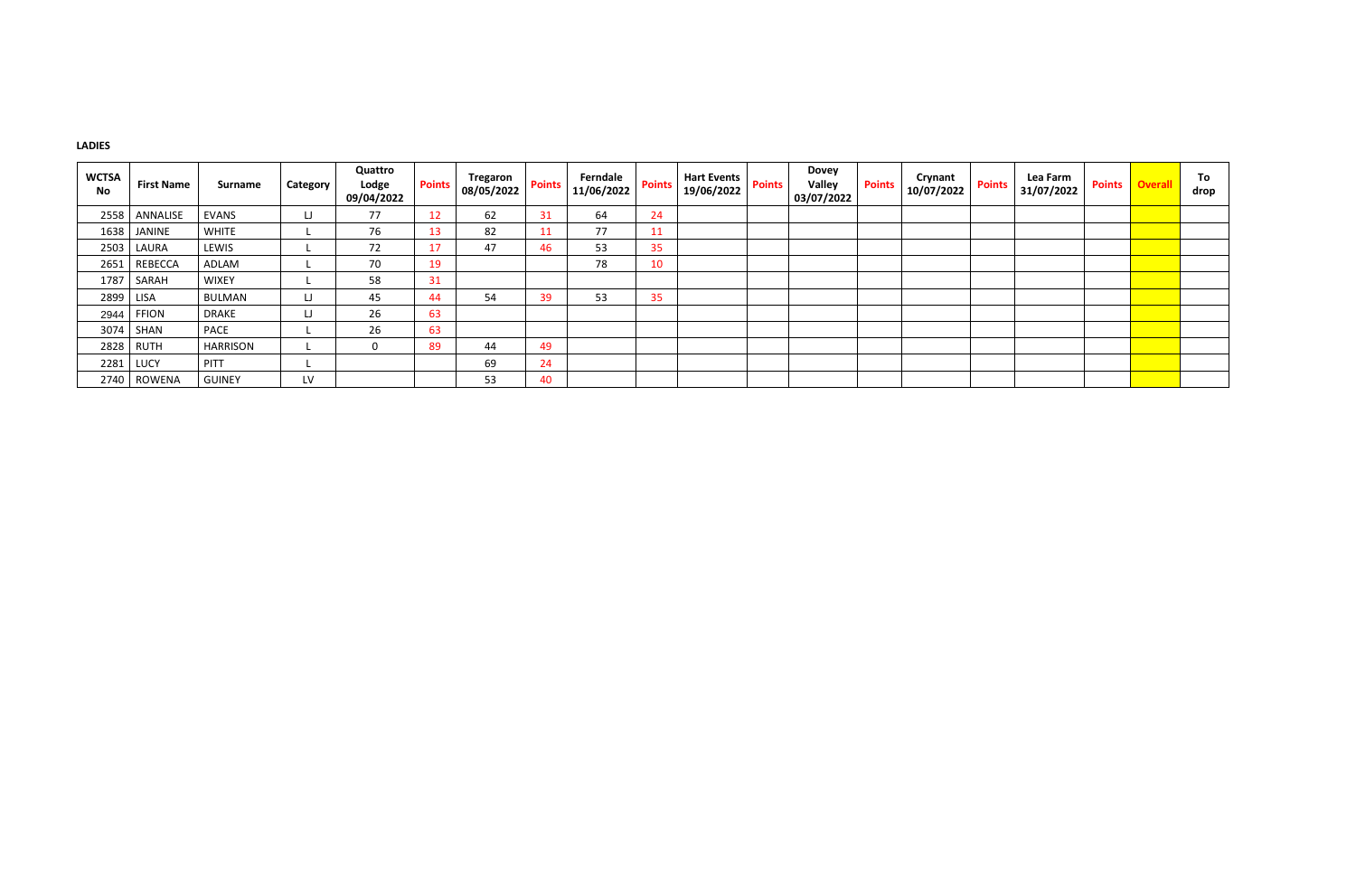**LADIES**

| WCTSA No | First Name | Surname | Category | Quattro Lodge 09/04/2022 | Points | Tregaron 08/05/2022 | Points | Ferndale 11/06/2022 | Points | Hart Events 19/06/2022 | Points | Dovey Valley 03/07/2022 | Points | Crynant 10/07/2022 | Points | Lea Farm 31/07/2022 | Points | Overall | To drop |
|---|---|---|---|---|---|---|---|---|---|---|---|---|---|---|---|---|---|---|---|
| 2558 | ANNALISE | EVANS | LJ | 77 | 12 | 62 | 31 | 64 | 24 | | | | | | | | | | |
| 1638 | JANINE | WHITE | L | 76 | 13 | 82 | 11 | 77 | 11 | | | | | | | | | | |
| 2503 | LAURA | LEWIS | L | 72 | 17 | 47 | 46 | 53 | 35 | | | | | | | | | | |
| 2651 | REBECCA | ADLAM | L | 70 | 19 | | | 78 | 10 | | | | | | | | | | |
| 1787 | SARAH | WIXEY | L | 58 | 31 | | | | | | | | | | | | | | |
| 2899 | LISA | BULMAN | LJ | 45 | 44 | 54 | 39 | 53 | 35 | | | | | | | | | | |
| 2944 | FFION | DRAKE | LJ | 26 | 63 | | | | | | | | | | | | | | |
| 3074 | SHAN | PACE | L | 26 | 63 | | | | | | | | | | | | | | |
| 2828 | RUTH | HARRISON | L | 0 | 89 | 44 | 49 | | | | | | | | | | | | |
| 2281 | LUCY | PITT | L | | | 69 | 24 | | | | | | | | | | | | |
| 2740 | ROWENA | GUINEY | LV | | | 53 | 40 | | | | | | | | | | | | |